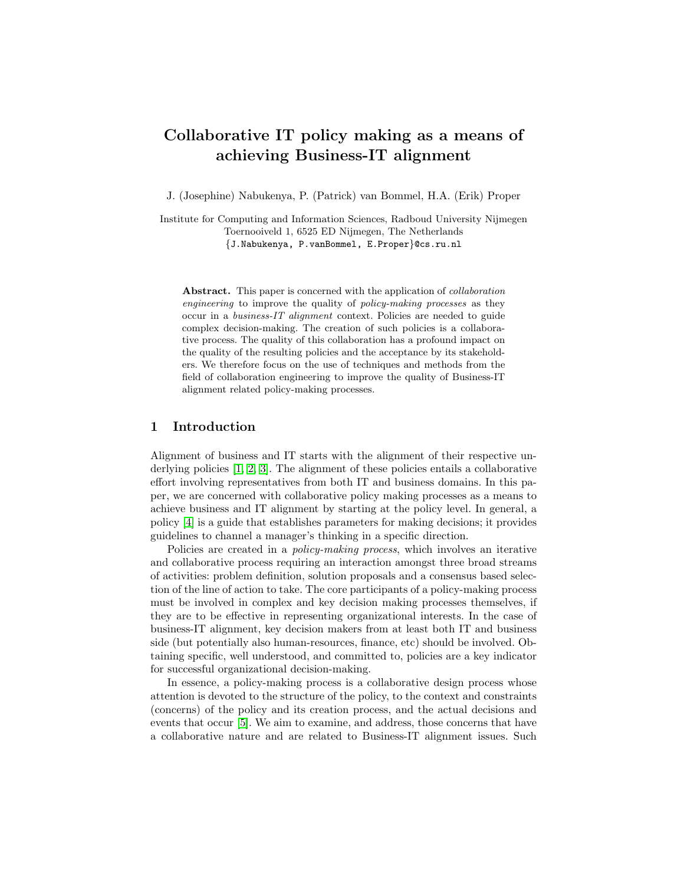# Collaborative IT policy making as a means of achieving Business-IT alignment

J. (Josephine) Nabukenya, P. (Patrick) van Bommel, H.A. (Erik) Proper

Institute for Computing and Information Sciences, Radboud University Nijmegen
Toernooiveld 1, 6525 ED Nijmegen, The Netherlands
{J.Nabukenya, P.vanBommel, E.Proper}@cs.ru.nl

**Abstract.** This paper is concerned with the application of *collaboration engineering* to improve the quality of *policy-making processes* as they occur in a *business-IT alignment* context. Policies are needed to guide complex decision-making. The creation of such policies is a collaborative process. The quality of this collaboration has a profound impact on the quality of the resulting policies and the acceptance by its stakeholders. We therefore focus on the use of techniques and methods from the field of collaboration engineering to improve the quality of Business-IT alignment related policy-making processes.

## 1 Introduction

Alignment of business and IT starts with the alignment of their respective underlying policies [1, 2, 3]. The alignment of these policies entails a collaborative effort involving representatives from both IT and business domains. In this paper, we are concerned with collaborative policy making processes as a means to achieve business and IT alignment by starting at the policy level. In general, a policy [4] is a guide that establishes parameters for making decisions; it provides guidelines to channel a manager's thinking in a specific direction.

Policies are created in a *policy-making process*, which involves an iterative and collaborative process requiring an interaction amongst three broad streams of activities: problem definition, solution proposals and a consensus based selection of the line of action to take. The core participants of a policy-making process must be involved in complex and key decision making processes themselves, if they are to be effective in representing organizational interests. In the case of business-IT alignment, key decision makers from at least both IT and business side (but potentially also human-resources, finance, etc) should be involved. Obtaining specific, well understood, and committed to, policies are a key indicator for successful organizational decision-making.

In essence, a policy-making process is a collaborative design process whose attention is devoted to the structure of the policy, to the context and constraints (concerns) of the policy and its creation process, and the actual decisions and events that occur [5]. We aim to examine, and address, those concerns that have a collaborative nature and are related to Business-IT alignment issues. Such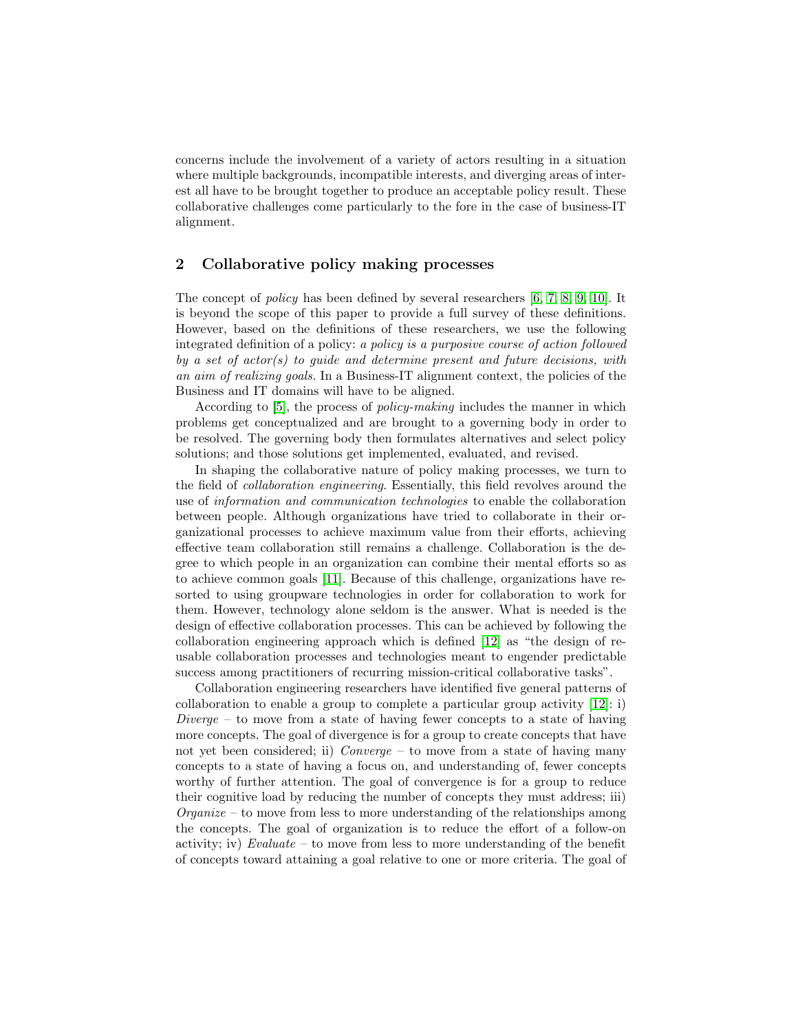concerns include the involvement of a variety of actors resulting in a situation where multiple backgrounds, incompatible interests, and diverging areas of interest all have to be brought together to produce an acceptable policy result. These collaborative challenges come particularly to the fore in the case of business-IT alignment.

## 2 Collaborative policy making processes

The concept of *policy* has been defined by several researchers [6, 7, 8, 9, 10]. It is beyond the scope of this paper to provide a full survey of these definitions. However, based on the definitions of these researchers, we use the following integrated definition of a policy: *a policy is a purposive course of action followed by a set of actor(s) to guide and determine present and future decisions, with an aim of realizing goals.* In a Business-IT alignment context, the policies of the Business and IT domains will have to be aligned.

According to [5], the process of *policy-making* includes the manner in which problems get conceptualized and are brought to a governing body in order to be resolved. The governing body then formulates alternatives and select policy solutions; and those solutions get implemented, evaluated, and revised.

In shaping the collaborative nature of policy making processes, we turn to the field of *collaboration engineering*. Essentially, this field revolves around the use of *information and communication technologies* to enable the collaboration between people. Although organizations have tried to collaborate in their organizational processes to achieve maximum value from their efforts, achieving effective team collaboration still remains a challenge. Collaboration is the degree to which people in an organization can combine their mental efforts so as to achieve common goals [11]. Because of this challenge, organizations have resorted to using groupware technologies in order for collaboration to work for them. However, technology alone seldom is the answer. What is needed is the design of effective collaboration processes. This can be achieved by following the collaboration engineering approach which is defined [12] as "the design of reusable collaboration processes and technologies meant to engender predictable success among practitioners of recurring mission-critical collaborative tasks".

Collaboration engineering researchers have identified five general patterns of collaboration to enable a group to complete a particular group activity [12]: i) *Diverge* – to move from a state of having fewer concepts to a state of having more concepts. The goal of divergence is for a group to create concepts that have not yet been considered; ii) *Converge* – to move from a state of having many concepts to a state of having a focus on, and understanding of, fewer concepts worthy of further attention. The goal of convergence is for a group to reduce their cognitive load by reducing the number of concepts they must address; iii) *Organize* – to move from less to more understanding of the relationships among the concepts. The goal of organization is to reduce the effort of a follow-on activity; iv) *Evaluate* – to move from less to more understanding of the benefit of concepts toward attaining a goal relative to one or more criteria. The goal of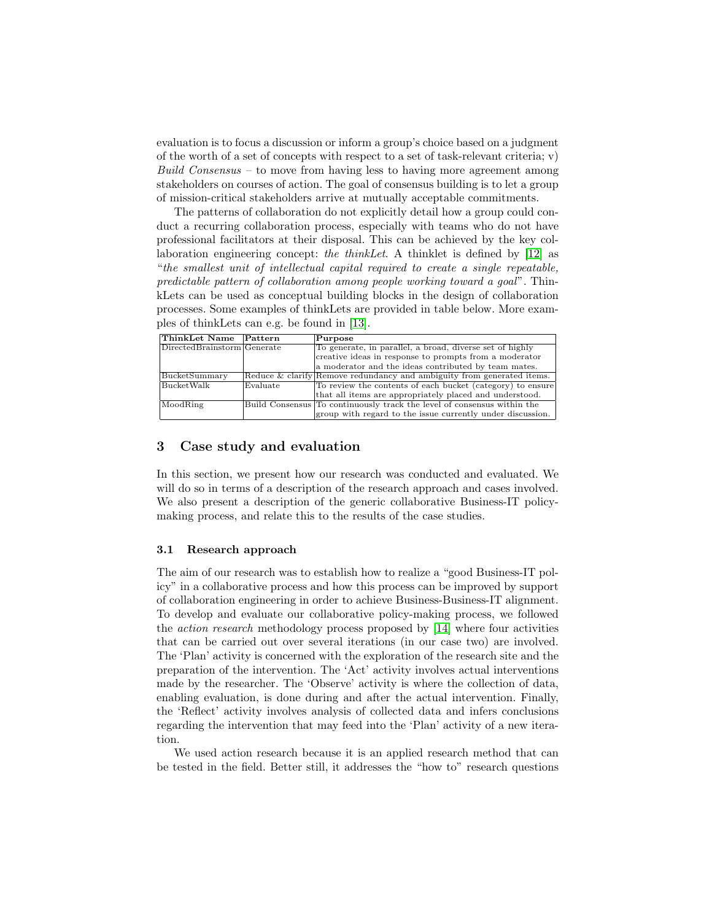evaluation is to focus a discussion or inform a group's choice based on a judgment of the worth of a set of concepts with respect to a set of task-relevant criteria; v) *Build Consensus* – to move from having less to having more agreement among stakeholders on courses of action. The goal of consensus building is to let a group of mission-critical stakeholders arrive at mutually acceptable commitments.

The patterns of collaboration do not explicitly detail how a group could conduct a recurring collaboration process, especially with teams who do not have professional facilitators at their disposal. This can be achieved by the key collaboration engineering concept: *the thinkLet*. A thinklet is defined by [12] as "*the smallest unit of intellectual capital required to create a single repeatable, predictable pattern of collaboration among people working toward a goal*". ThinkLets can be used as conceptual building blocks in the design of collaboration processes. Some examples of thinkLets are provided in table below. More examples of thinkLets can e.g. be found in [13].

| ThinkLet Name | Pattern | Purpose |
| --- | --- | --- |
| DirectedBrainstorm | Generate | To generate, in parallel, a broad, diverse set of highly creative ideas in response to prompts from a moderator a moderator and the ideas contributed by team mates. |
| BucketSummary | Reduce & clarify | Remove redundancy and ambiguity from generated items. |
| BucketWalk | Evaluate | To review the contents of each bucket (category) to ensure that all items are appropriately placed and understood. |
| MoodRing | Build Consensus | To continuously track the level of consensus within the group with regard to the issue currently under discussion. |

## 3 Case study and evaluation

In this section, we present how our research was conducted and evaluated. We will do so in terms of a description of the research approach and cases involved. We also present a description of the generic collaborative Business-IT policy-making process, and relate this to the results of the case studies.

### 3.1 Research approach

The aim of our research was to establish how to realize a "good Business-IT policy" in a collaborative process and how this process can be improved by support of collaboration engineering in order to achieve Business-Business-IT alignment. To develop and evaluate our collaborative policy-making process, we followed the *action research* methodology process proposed by [14] where four activities that can be carried out over several iterations (in our case two) are involved. The 'Plan' activity is concerned with the exploration of the research site and the preparation of the intervention. The 'Act' activity involves actual interventions made by the researcher. The 'Observe' activity is where the collection of data, enabling evaluation, is done during and after the actual intervention. Finally, the 'Reflect' activity involves analysis of collected data and infers conclusions regarding the intervention that may feed into the 'Plan' activity of a new iteration.

We used action research because it is an applied research method that can be tested in the field. Better still, it addresses the "how to" research questions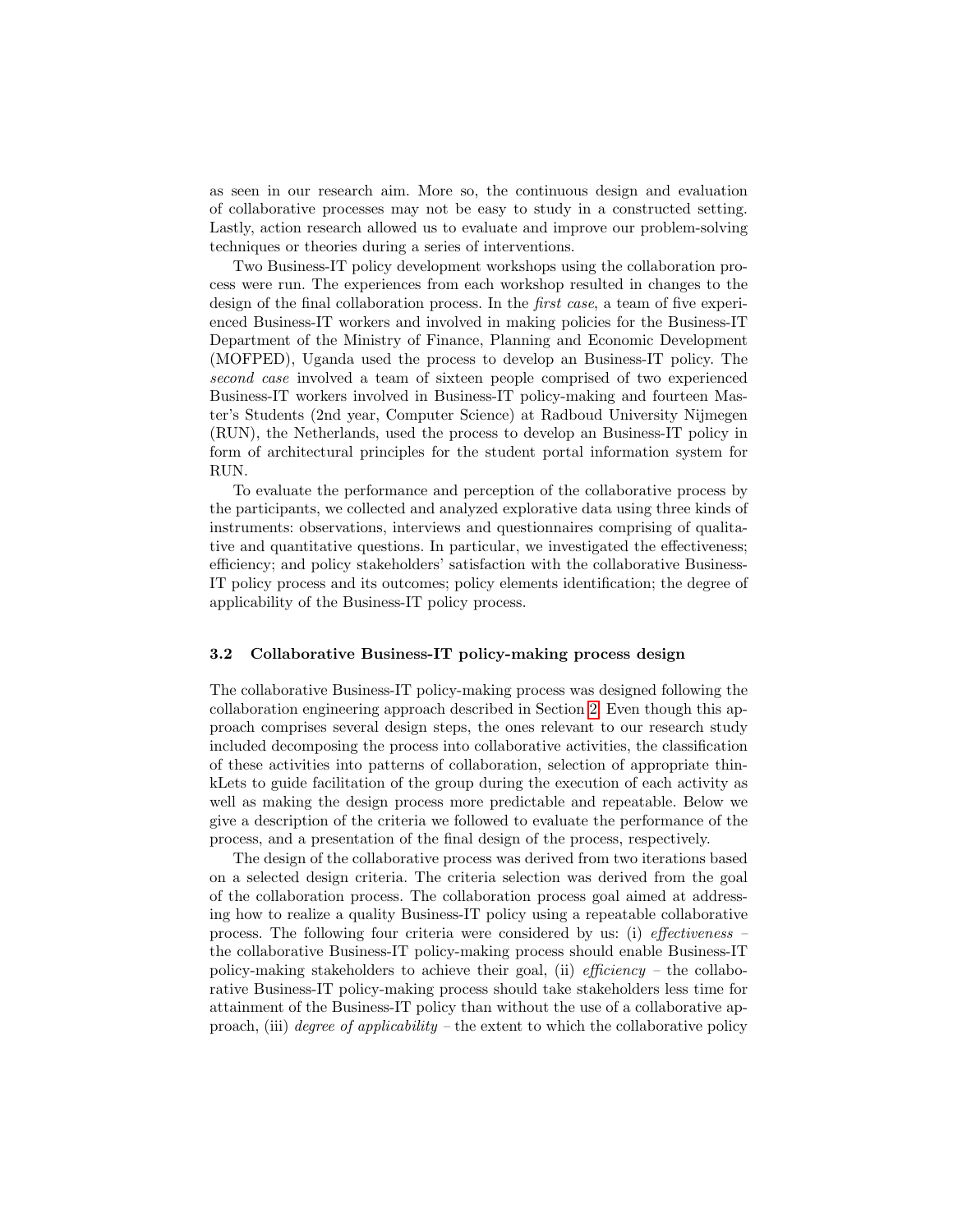as seen in our research aim. More so, the continuous design and evaluation of collaborative processes may not be easy to study in a constructed setting. Lastly, action research allowed us to evaluate and improve our problem-solving techniques or theories during a series of interventions.

Two Business-IT policy development workshops using the collaboration process were run. The experiences from each workshop resulted in changes to the design of the final collaboration process. In the *first case*, a team of five experienced Business-IT workers and involved in making policies for the Business-IT Department of the Ministry of Finance, Planning and Economic Development (MOFPED), Uganda used the process to develop an Business-IT policy. The *second case* involved a team of sixteen people comprised of two experienced Business-IT workers involved in Business-IT policy-making and fourteen Master's Students (2nd year, Computer Science) at Radboud University Nijmegen (RUN), the Netherlands, used the process to develop an Business-IT policy in form of architectural principles for the student portal information system for RUN.

To evaluate the performance and perception of the collaborative process by the participants, we collected and analyzed explorative data using three kinds of instruments: observations, interviews and questionnaires comprising of qualitative and quantitative questions. In particular, we investigated the effectiveness; efficiency; and policy stakeholders' satisfaction with the collaborative Business-IT policy process and its outcomes; policy elements identification; the degree of applicability of the Business-IT policy process.

### 3.2 Collaborative Business-IT policy-making process design

The collaborative Business-IT policy-making process was designed following the collaboration engineering approach described in Section 2. Even though this approach comprises several design steps, the ones relevant to our research study included decomposing the process into collaborative activities, the classification of these activities into patterns of collaboration, selection of appropriate thinkLets to guide facilitation of the group during the execution of each activity as well as making the design process more predictable and repeatable. Below we give a description of the criteria we followed to evaluate the performance of the process, and a presentation of the final design of the process, respectively.

The design of the collaborative process was derived from two iterations based on a selected design criteria. The criteria selection was derived from the goal of the collaboration process. The collaboration process goal aimed at addressing how to realize a quality Business-IT policy using a repeatable collaborative process. The following four criteria were considered by us: (i) *effectiveness* – the collaborative Business-IT policy-making process should enable Business-IT policy-making stakeholders to achieve their goal, (ii) *efficiency* – the collaborative Business-IT policy-making process should take stakeholders less time for attainment of the Business-IT policy than without the use of a collaborative approach, (iii) *degree of applicability* – the extent to which the collaborative policy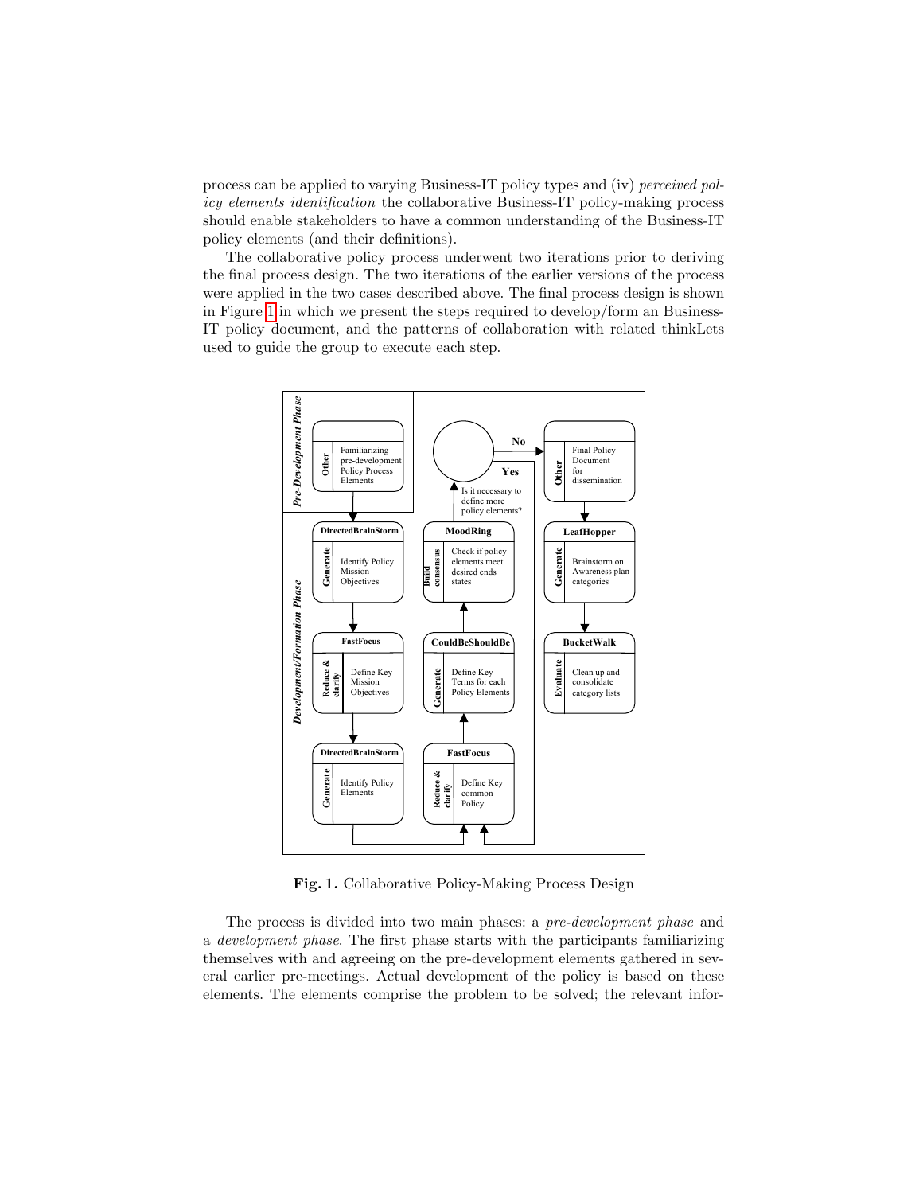process can be applied to varying Business-IT policy types and (iv) *perceived policy elements identification* the collaborative Business-IT policy-making process should enable stakeholders to have a common understanding of the Business-IT policy elements (and their definitions).

The collaborative policy process underwent two iterations prior to deriving the final process design. The two iterations of the earlier versions of the process were applied in the two cases described above. The final process design is shown in Figure 1 in which we present the steps required to develop/form an Business-IT policy document, and the patterns of collaboration with related thinkLets used to guide the group to execute each step.

**Fig. 1.** Collaborative Policy-Making Process Design

The process is divided into two main phases: a *pre-development phase* and a *development phase*. The first phase starts with the participants familiarizing themselves with and agreeing on the pre-development elements gathered in several earlier pre-meetings. Actual development of the policy is based on these elements. The elements comprise the problem to be solved; the relevant infor-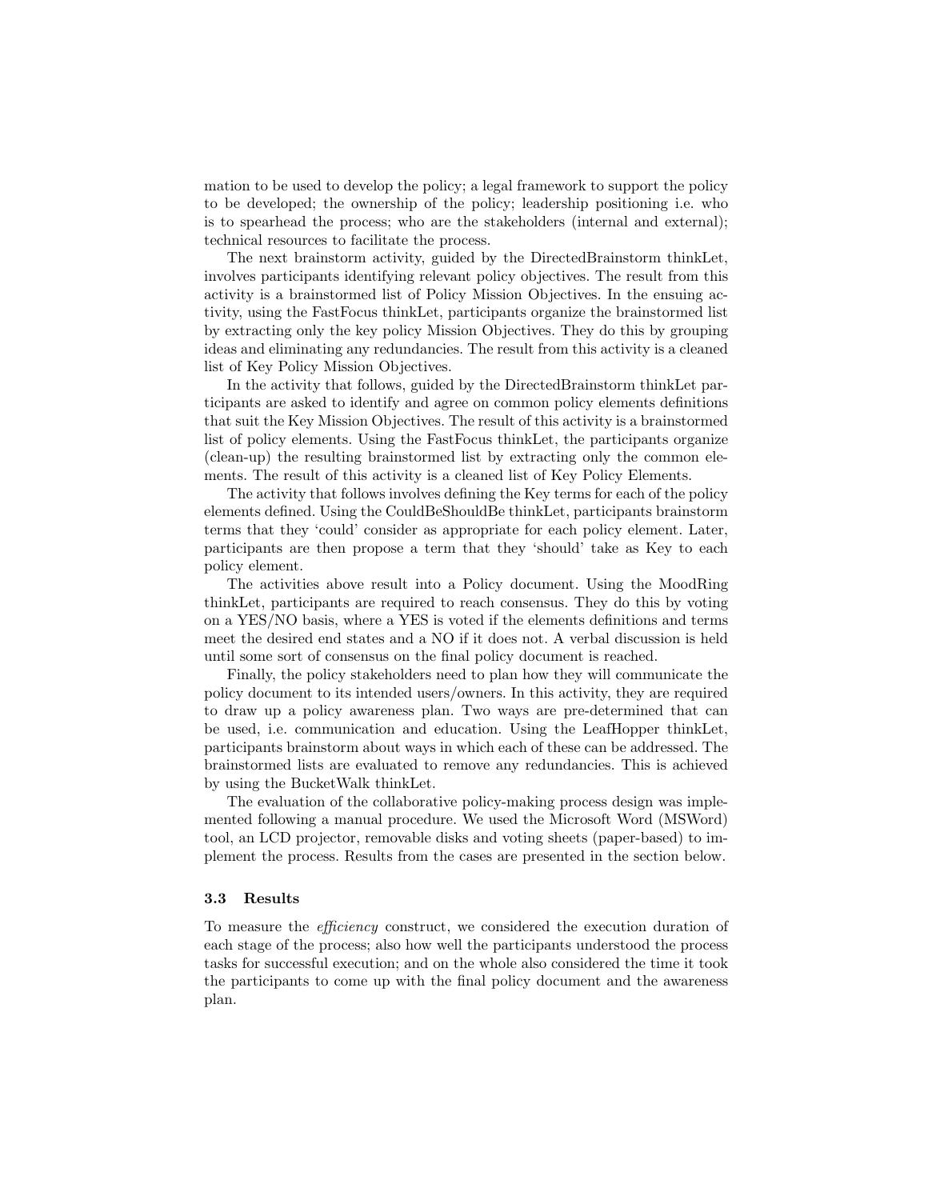mation to be used to develop the policy; a legal framework to support the policy to be developed; the ownership of the policy; leadership positioning i.e. who is to spearhead the process; who are the stakeholders (internal and external); technical resources to facilitate the process.

The next brainstorm activity, guided by the DirectedBrainstorm thinkLet, involves participants identifying relevant policy objectives. The result from this activity is a brainstormed list of Policy Mission Objectives. In the ensuing activity, using the FastFocus thinkLet, participants organize the brainstormed list by extracting only the key policy Mission Objectives. They do this by grouping ideas and eliminating any redundancies. The result from this activity is a cleaned list of Key Policy Mission Objectives.

In the activity that follows, guided by the DirectedBrainstorm thinkLet participants are asked to identify and agree on common policy elements definitions that suit the Key Mission Objectives. The result of this activity is a brainstormed list of policy elements. Using the FastFocus thinkLet, the participants organize (clean-up) the resulting brainstormed list by extracting only the common elements. The result of this activity is a cleaned list of Key Policy Elements.

The activity that follows involves defining the Key terms for each of the policy elements defined. Using the CouldBeShouldBe thinkLet, participants brainstorm terms that they 'could' consider as appropriate for each policy element. Later, participants are then propose a term that they 'should' take as Key to each policy element.

The activities above result into a Policy document. Using the MoodRing thinkLet, participants are required to reach consensus. They do this by voting on a YES/NO basis, where a YES is voted if the elements definitions and terms meet the desired end states and a NO if it does not. A verbal discussion is held until some sort of consensus on the final policy document is reached.

Finally, the policy stakeholders need to plan how they will communicate the policy document to its intended users/owners. In this activity, they are required to draw up a policy awareness plan. Two ways are pre-determined that can be used, i.e. communication and education. Using the LeafHopper thinkLet, participants brainstorm about ways in which each of these can be addressed. The brainstormed lists are evaluated to remove any redundancies. This is achieved by using the BucketWalk thinkLet.

The evaluation of the collaborative policy-making process design was implemented following a manual procedure. We used the Microsoft Word (MSWord) tool, an LCD projector, removable disks and voting sheets (paper-based) to implement the process. Results from the cases are presented in the section below.

### 3.3 Results

To measure the *efficiency* construct, we considered the execution duration of each stage of the process; also how well the participants understood the process tasks for successful execution; and on the whole also considered the time it took the participants to come up with the final policy document and the awareness plan.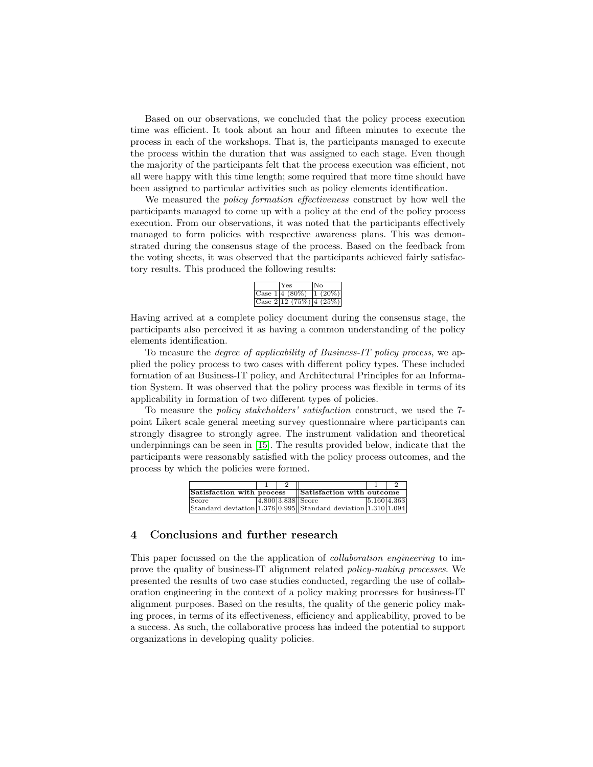Based on our observations, we concluded that the policy process execution time was efficient. It took about an hour and fifteen minutes to execute the process in each of the workshops. That is, the participants managed to execute the process within the duration that was assigned to each stage. Even though the majority of the participants felt that the process execution was efficient, not all were happy with this time length; some required that more time should have been assigned to particular activities such as policy elements identification.

We measured the *policy formation effectiveness* construct by how well the participants managed to come up with a policy at the end of the policy process execution. From our observations, it was noted that the participants effectively managed to form policies with respective awareness plans. This was demonstrated during the consensus stage of the process. Based on the feedback from the voting sheets, it was observed that the participants achieved fairly satisfactory results. This produced the following results:

| | Yes | No |
|---|---|---|
| Case 1 | 4 (80%) | 1 (20%) |
| Case 2 | 12 (75%) | 4 (25%) |

Having arrived at a complete policy document during the consensus stage, the participants also perceived it as having a common understanding of the policy elements identification.

To measure the *degree of applicability of Business-IT policy process*, we applied the policy process to two cases with different policy types. These included formation of an Business-IT policy, and Architectural Principles for an Information System. It was observed that the policy process was flexible in terms of its applicability in formation of two different types of policies.

To measure the *policy stakeholders' satisfaction* construct, we used the 7-point Likert scale general meeting survey questionnaire where participants can strongly disagree to strongly agree. The instrument validation and theoretical underpinnings can be seen in [15]. The results provided below, indicate that the participants were reasonably satisfied with the policy process outcomes, and the process by which the policies were formed.

| | 1 | 2 | | 1 | 2 |
|---|---|---|---|---|---|
| **Satisfaction with process** | | | **Satisfaction with outcome** | | |
| Score | 4.800 | 3.838 | Score | 5.160 | 4.363 |
| Standard deviation | 1.376 | 0.995 | Standard deviation | 1.310 | 1.094 |

## 4 Conclusions and further research

This paper focussed on the the application of *collaboration engineering* to improve the quality of business-IT alignment related *policy-making processes*. We presented the results of two case studies conducted, regarding the use of collaboration engineering in the context of a policy making processes for business-IT alignment purposes. Based on the results, the quality of the generic policy making proces, in terms of its effectiveness, efficiency and applicability, proved to be a success. As such, the collaborative process has indeed the potential to support organizations in developing quality policies.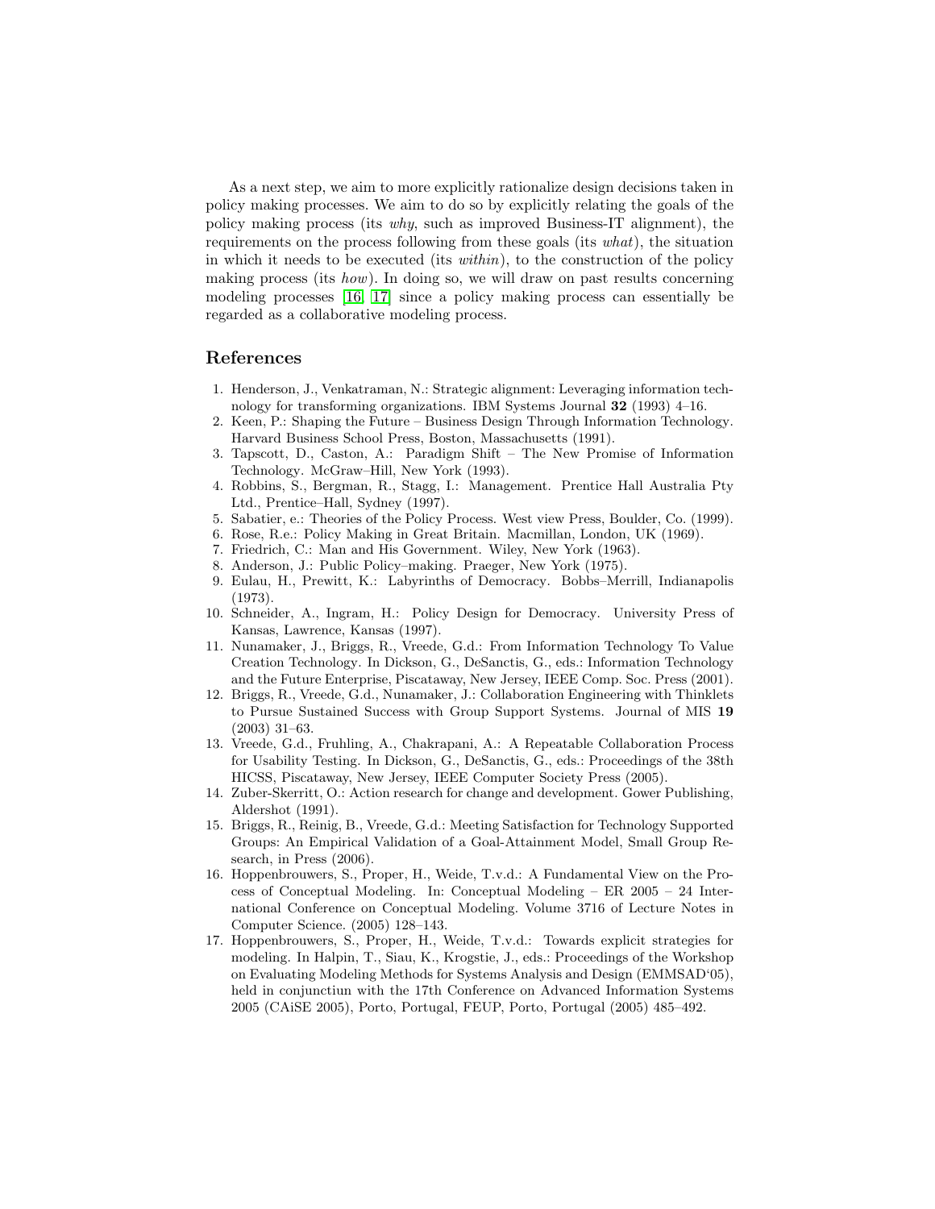As a next step, we aim to more explicitly rationalize design decisions taken in policy making processes. We aim to do so by explicitly relating the goals of the policy making process (its *why*, such as improved Business-IT alignment), the requirements on the process following from these goals (its *what*), the situation in which it needs to be executed (its *within*), to the construction of the policy making process (its *how*). In doing so, we will draw on past results concerning modeling processes [16, 17] since a policy making process can essentially be regarded as a collaborative modeling process.

## References

1. Henderson, J., Venkatraman, N.: Strategic alignment: Leveraging information technology for transforming organizations. IBM Systems Journal **32** (1993) 4–16.
2. Keen, P.: Shaping the Future – Business Design Through Information Technology. Harvard Business School Press, Boston, Massachusetts (1991).
3. Tapscott, D., Caston, A.: Paradigm Shift – The New Promise of Information Technology. McGraw–Hill, New York (1993).
4. Robbins, S., Bergman, R., Stagg, I.: Management. Prentice Hall Australia Pty Ltd., Prentice–Hall, Sydney (1997).
5. Sabatier, e.: Theories of the Policy Process. West view Press, Boulder, Co. (1999).
6. Rose, R.e.: Policy Making in Great Britain. Macmillan, London, UK (1969).
7. Friedrich, C.: Man and His Government. Wiley, New York (1963).
8. Anderson, J.: Public Policy–making. Praeger, New York (1975).
9. Eulau, H., Prewitt, K.: Labyrinths of Democracy. Bobbs–Merrill, Indianapolis (1973).
10. Schneider, A., Ingram, H.: Policy Design for Democracy. University Press of Kansas, Lawrence, Kansas (1997).
11. Nunamaker, J., Briggs, R., Vreede, G.d.: From Information Technology To Value Creation Technology. In Dickson, G., DeSanctis, G., eds.: Information Technology and the Future Enterprise, Piscataway, New Jersey, IEEE Comp. Soc. Press (2001).
12. Briggs, R., Vreede, G.d., Nunamaker, J.: Collaboration Engineering with Thinklets to Pursue Sustained Success with Group Support Systems. Journal of MIS **19** (2003) 31–63.
13. Vreede, G.d., Fruhling, A., Chakrapani, A.: A Repeatable Collaboration Process for Usability Testing. In Dickson, G., DeSanctis, G., eds.: Proceedings of the 38th HICSS, Piscataway, New Jersey, IEEE Computer Society Press (2005).
14. Zuber-Skerritt, O.: Action research for change and development. Gower Publishing, Aldershot (1991).
15. Briggs, R., Reinig, B., Vreede, G.d.: Meeting Satisfaction for Technology Supported Groups: An Empirical Validation of a Goal-Attainment Model, Small Group Research, in Press (2006).
16. Hoppenbrouwers, S., Proper, H., Weide, T.v.d.: A Fundamental View on the Process of Conceptual Modeling. In: Conceptual Modeling – ER 2005 – 24 International Conference on Conceptual Modeling. Volume 3716 of Lecture Notes in Computer Science. (2005) 128–143.
17. Hoppenbrouwers, S., Proper, H., Weide, T.v.d.: Towards explicit strategies for modeling. In Halpin, T., Siau, K., Krogstie, J., eds.: Proceedings of the Workshop on Evaluating Modeling Methods for Systems Analysis and Design (EMMSAD'05), held in conjunctiun with the 17th Conference on Advanced Information Systems 2005 (CAiSE 2005), Porto, Portugal, FEUP, Porto, Portugal (2005) 485–492.